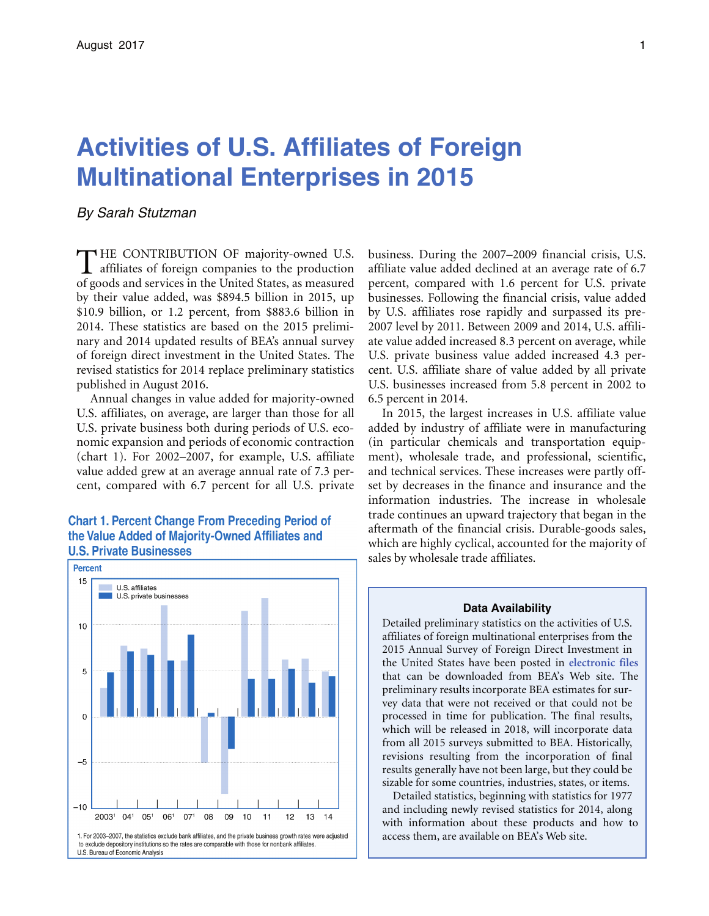# Activities of U.S. Affiliates of Foreign Multinational Enterprises in 2015

*By Sarah Stutzman*

THE CONTRIBUTION OF majority-owned U.S. affiliates of foreign companies to the production of goods and services in the United States, as measured by their value added, was $894.5 billion in 2015, up $10.9 billion, or 1.2 percent, from $883.6 billion in 2014. These statistics are based on the 2015 preliminary and 2014 updated results of BEA's annual survey of foreign direct investment in the United States. The revised statistics for 2014 replace preliminary statistics published in August 2016.

Annual changes in value added for majority-owned U.S. affiliates, on average, are larger than those for all U.S. private business both during periods of U.S. economic expansion and periods of economic contraction (chart 1). For 2002–2007, for example, U.S. affiliate value added grew at an average annual rate of 7.3 percent, compared with 6.7 percent for all U.S. private business. During the 2007–2009 financial crisis, U.S. affiliate value added declined at an average rate of 6.7 percent, compared with 1.6 percent for U.S. private businesses. Following the financial crisis, value added by U.S. affiliates rose rapidly and surpassed its pre-2007 level by 2011. Between 2009 and 2014, U.S. affiliate value added increased 8.3 percent on average, while U.S. private business value added increased 4.3 percent. U.S. affiliate share of value added by all private U.S. businesses increased from 5.8 percent in 2002 to 6.5 percent in 2014.

In 2015, the largest increases in U.S. affiliate value added by industry of affiliate were in manufacturing (in particular chemicals and transportation equipment), wholesale trade, and professional, scientific, and technical services. These increases were partly offset by decreases in the finance and insurance and the information industries. The increase in wholesale trade continues an upward trajectory that began in the aftermath of the financial crisis. Durable-goods sales, which are highly cyclical, accounted for the majority of sales by wholesale trade affiliates.

**Chart 1. Percent Change From Preceding Period of the Value Added of Majority-Owned Affiliates and U.S. Private Businesses**

1. For 2003–2007, the statistics exclude bank affiliates, and the private business growth rates were adjusted to exclude depository institutions so the rates are comparable with those for nonbank affiliates.
U.S. Bureau of Economic Analysis

### Data Availability

Detailed preliminary statistics on the activities of U.S. affiliates of foreign multinational enterprises from the 2015 Annual Survey of Foreign Direct Investment in the United States have been posted in **electronic files** that can be downloaded from BEA's Web site. The preliminary results incorporate BEA estimates for survey data that were not received or that could not be processed in time for publication. The final results, which will be released in 2018, will incorporate data from all 2015 surveys submitted to BEA. Historically, revisions resulting from the incorporation of final results generally have not been large, but they could be sizable for some countries, industries, states, or items.

Detailed statistics, beginning with statistics for 1977 and including newly revised statistics for 2014, along with information about these products and how to access them, are available on BEA's Web site.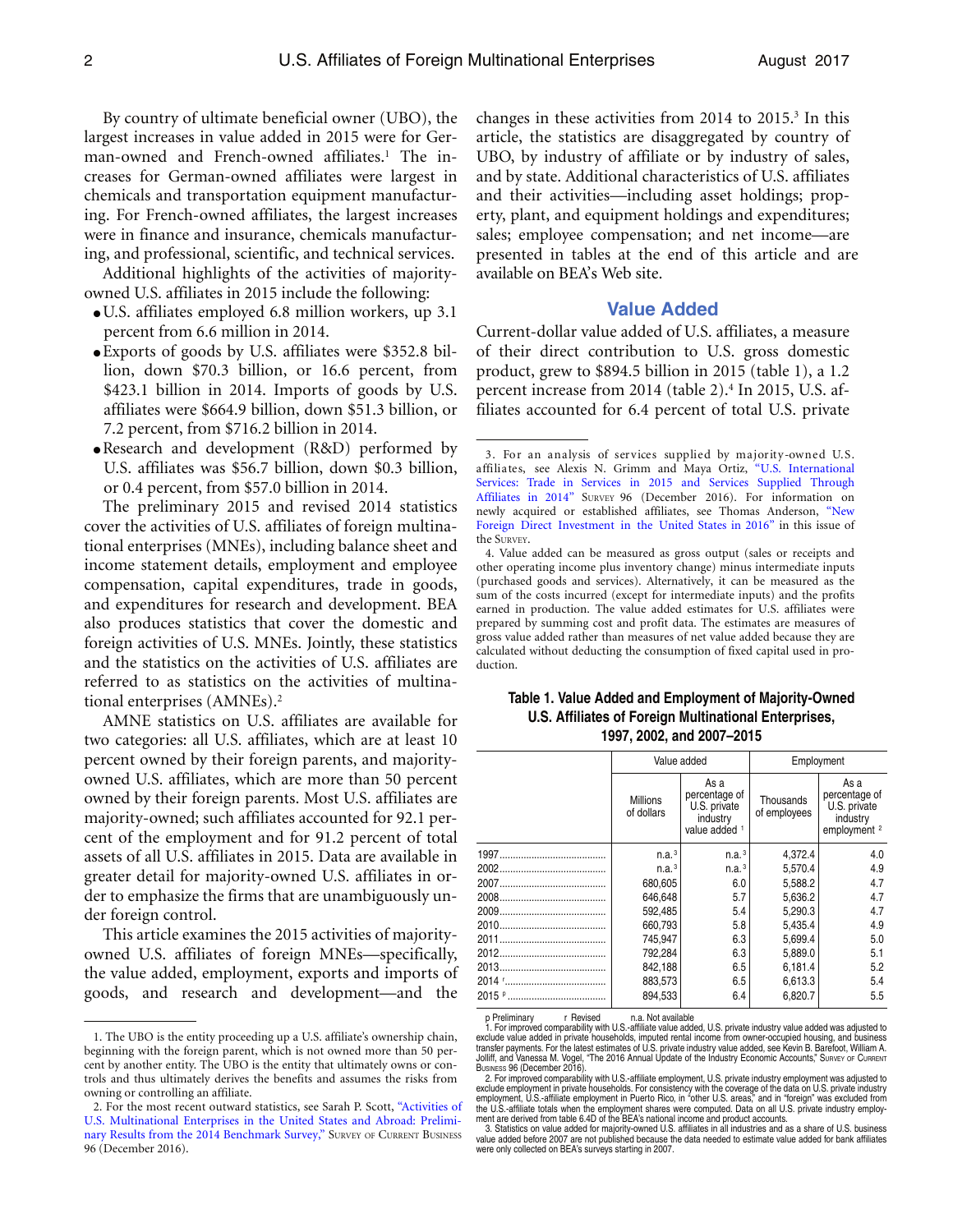By country of ultimate beneficial owner (UBO), the largest increases in value added in 2015 were for German-owned and French-owned affiliates.[1] The increases for German-owned affiliates were largest in chemicals and transportation equipment manufacturing. For French-owned affiliates, the largest increases were in finance and insurance, chemicals manufacturing, and professional, scientific, and technical services.

Additional highlights of the activities of majority-owned U.S. affiliates in 2015 include the following:

- U.S. affiliates employed 6.8 million workers, up 3.1 percent from 6.6 million in 2014.
- Exports of goods by U.S. affiliates were $352.8 billion, down $70.3 billion, or 16.6 percent, from $423.1 billion in 2014. Imports of goods by U.S. affiliates were $664.9 billion, down $51.3 billion, or 7.2 percent, from $716.2 billion in 2014.
- Research and development (R&D) performed by U.S. affiliates was $56.7 billion, down $0.3 billion, or 0.4 percent, from $57.0 billion in 2014.

The preliminary 2015 and revised 2014 statistics cover the activities of U.S. affiliates of foreign multinational enterprises (MNEs), including balance sheet and income statement details, employment and employee compensation, capital expenditures, trade in goods, and expenditures for research and development. BEA also produces statistics that cover the domestic and foreign activities of U.S. MNEs. Jointly, these statistics and the statistics on the activities of U.S. affiliates are referred to as statistics on the activities of multinational enterprises (AMNEs).[2]

AMNE statistics on U.S. affiliates are available for two categories: all U.S. affiliates, which are at least 10 percent owned by their foreign parents, and majority-owned U.S. affiliates, which are more than 50 percent owned by their foreign parents. Most U.S. affiliates are majority-owned; such affiliates accounted for 92.1 percent of the employment and for 91.2 percent of total assets of all U.S. affiliates in 2015. Data are available in greater detail for majority-owned U.S. affiliates in order to emphasize the firms that are unambiguously under foreign control.

This article examines the 2015 activities of majority-owned U.S. affiliates of foreign MNEs—specifically, the value added, employment, exports and imports of goods, and research and development—and the changes in these activities from 2014 to 2015.[3] In this article, the statistics are disaggregated by country of UBO, by industry of affiliate or by industry of sales, and by state. Additional characteristics of U.S. affiliates and their activities—including asset holdings; property, plant, and equipment holdings and expenditures; sales; employee compensation; and net income—are presented in tables at the end of this article and are available on BEA's Web site.

## Value Added

Current-dollar value added of U.S. affiliates, a measure of their direct contribution to U.S. gross domestic product, grew to $894.5 billion in 2015 (table 1), a 1.2 percent increase from 2014 (table 2).[4] In 2015, U.S. affiliates accounted for 6.4 percent of total U.S. private

**Table 1. Value Added and Employment of Majority-Owned U.S. Affiliates of Foreign Multinational Enterprises, 1997, 2002, and 2007–2015**

| | Value added | | Employment | |
|---|---|---|---|---|
| | Millions of dollars | As a percentage of U.S. private industry value added [1] | Thousands of employees | As a percentage of U.S. private industry employment [2] |
| 1997 | n.a. [3] | n.a. [3] | 4,372.4 | 4.0 |
| 2002 | n.a. [3] | n.a. [3] | 5,570.4 | 4.9 |
| 2007 | 680,605 | 6.0 | 5,588.2 | 4.7 |
| 2008 | 646,648 | 5.7 | 5,636.2 | 4.7 |
| 2009 | 592,485 | 5.4 | 5,290.3 | 4.7 |
| 2010 | 660,793 | 5.8 | 5,435.4 | 4.9 |
| 2011 | 745,947 | 6.3 | 5,699.4 | 5.0 |
| 2012 | 792,284 | 6.3 | 5,889.0 | 5.1 |
| 2013 | 842,188 | 6.5 | 6,181.4 | 5.2 |
| 2014 r | 883,573 | 6.5 | 6,613.3 | 5.4 |
| 2015 p | 894,533 | 6.4 | 6,820.7 | 5.5 |

p Preliminary  r Revised  n.a. Not available

1. For improved comparability with U.S.-affiliate value added, U.S. private industry value added was adjusted to exclude value added in private households, imputed rental income from owner-occupied housing, and business transfer payments. For the latest estimates of U.S. private industry value added, see Kevin B. Barefoot, William A. Jolliff, and Vanessa M. Vogel, "The 2016 Annual Update of the Industry Economic Accounts," Survey of Current Business 96 (December 2016).

2. For improved comparability with U.S.-affiliate employment, U.S. private industry employment was adjusted to exclude employment in private households. For consistency with the coverage of the data on U.S. private industry employment, U.S.-affiliate employment in Puerto Rico, in "other U.S. areas," and in "foreign" was excluded from the U.S.-affiliate totals when the employment shares were computed. Data on all U.S. private industry employment are derived from table 6.4D of the BEA's national income and product accounts.

3. Statistics on value added for majority-owned U.S. affiliates in all industries and as a share of U.S. business value added before 2007 are not published because the data needed to estimate value added for bank affiliates were only collected on BEA's surveys starting in 2007.

---

1. The UBO is the entity proceeding up a U.S. affiliate's ownership chain, beginning with the foreign parent, which is not owned more than 50 percent by another entity. The UBO is the entity that ultimately owns or controls and thus ultimately derives the benefits and assumes the risks from owning or controlling an affiliate.

2. For the most recent outward statistics, see Sarah P. Scott, "Activities of U.S. Multinational Enterprises in the United States and Abroad: Preliminary Results from the 2014 Benchmark Survey," Survey of Current Business 96 (December 2016).

3. For an analysis of services supplied by majority-owned U.S. affiliates, see Alexis N. Grimm and Maya Ortiz, "U.S. International Services: Trade in Services in 2015 and Services Supplied Through Affiliates in 2014" Survey 96 (December 2016). For information on newly acquired or established affiliates, see Thomas Anderson, "New Foreign Direct Investment in the United States in 2016" in this issue of the Survey.

4. Value added can be measured as gross output (sales or receipts and other operating income plus inventory change) minus intermediate inputs (purchased goods and services). Alternatively, it can be measured as the sum of the costs incurred (except for intermediate inputs) and the profits earned in production. The value added estimates for U.S. affiliates were prepared by summing cost and profit data. The estimates are measures of gross value added rather than measures of net value added because they are calculated without deducting the consumption of fixed capital used in production.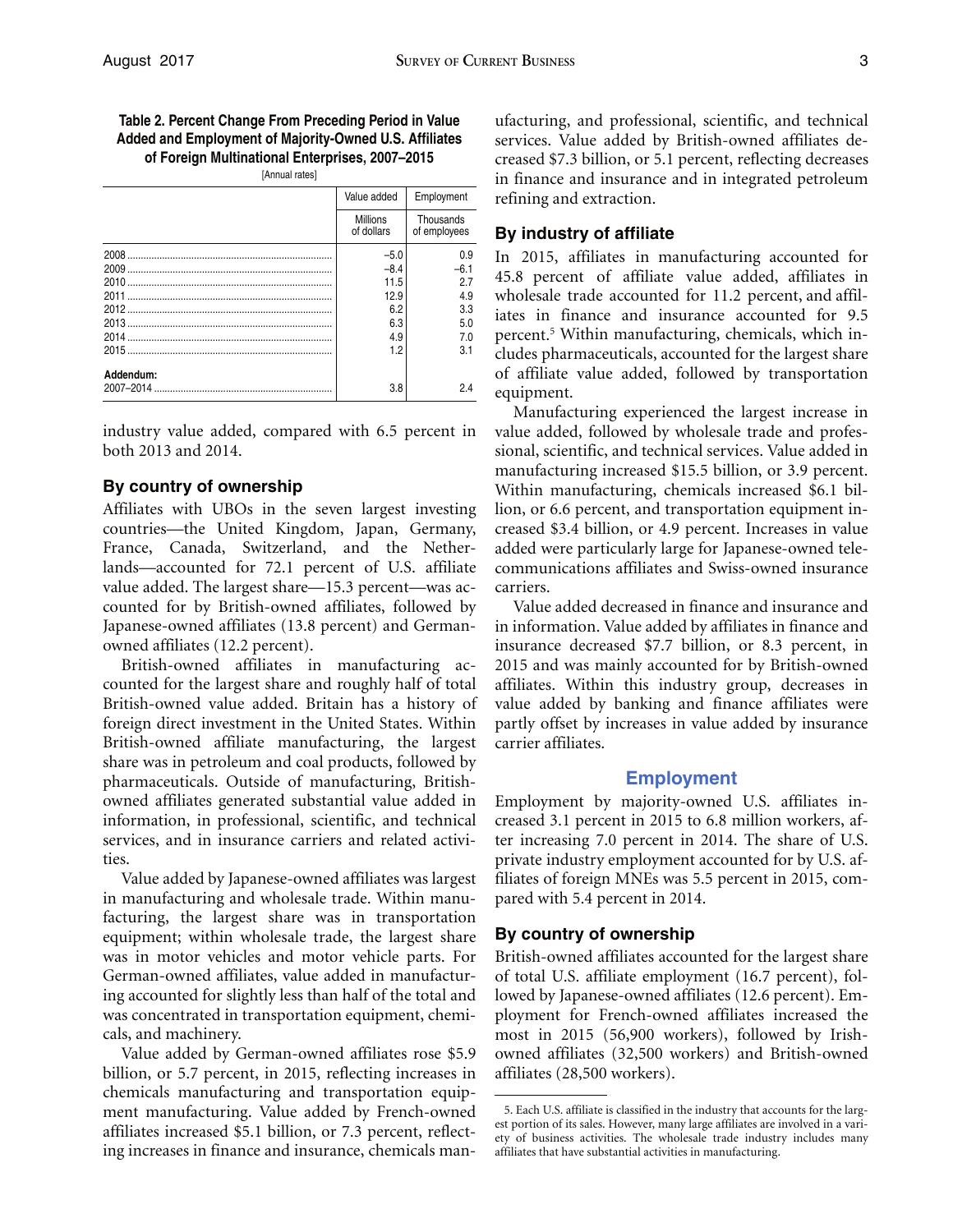**Table 2. Percent Change From Preceding Period in Value Added and Employment of Majority-Owned U.S. Affiliates of Foreign Multinational Enterprises, 2007–2015**

[Annual rates]

| | Value added | Employment |
|---|---|---|
| | Millions of dollars | Thousands of employees |
| 2008 | –5.0 | 0.9 |
| 2009 | –8.4 | –6.1 |
| 2010 | 11.5 | 2.7 |
| 2011 | 12.9 | 4.9 |
| 2012 | 6.2 | 3.3 |
| 2013 | 6.3 | 5.0 |
| 2014 | 4.9 | 7.0 |
| 2015 | 1.2 | 3.1 |
| **Addendum:** | | |
| 2007–2014 | 3.8 | 2.4 |

industry value added, compared with 6.5 percent in both 2013 and 2014.

### By country of ownership

Affiliates with UBOs in the seven largest investing countries—the United Kingdom, Japan, Germany, France, Canada, Switzerland, and the Netherlands—accounted for 72.1 percent of U.S. affiliate value added. The largest share—15.3 percent—was accounted for by British-owned affiliates, followed by Japanese-owned affiliates (13.8 percent) and German-owned affiliates (12.2 percent).

British-owned affiliates in manufacturing accounted for the largest share and roughly half of total British-owned value added. Britain has a history of foreign direct investment in the United States. Within British-owned affiliate manufacturing, the largest share was in petroleum and coal products, followed by pharmaceuticals. Outside of manufacturing, British-owned affiliates generated substantial value added in information, in professional, scientific, and technical services, and in insurance carriers and related activities.

Value added by Japanese-owned affiliates was largest in manufacturing and wholesale trade. Within manufacturing, the largest share was in transportation equipment; within wholesale trade, the largest share was in motor vehicles and motor vehicle parts. For German-owned affiliates, value added in manufacturing accounted for slightly less than half of the total and was concentrated in transportation equipment, chemicals, and machinery.

Value added by German-owned affiliates rose $5.9 billion, or 5.7 percent, in 2015, reflecting increases in chemicals manufacturing and transportation equipment manufacturing. Value added by French-owned affiliates increased $5.1 billion, or 7.3 percent, reflecting increases in finance and insurance, chemicals manufacturing, and professional, scientific, and technical services. Value added by British-owned affiliates decreased $7.3 billion, or 5.1 percent, reflecting decreases in finance and insurance and in integrated petroleum refining and extraction.

### By industry of affiliate

In 2015, affiliates in manufacturing accounted for 45.8 percent of affiliate value added, affiliates in wholesale trade accounted for 11.2 percent, and affiliates in finance and insurance accounted for 9.5 percent.[5] Within manufacturing, chemicals, which includes pharmaceuticals, accounted for the largest share of affiliate value added, followed by transportation equipment.

Manufacturing experienced the largest increase in value added, followed by wholesale trade and professional, scientific, and technical services. Value added in manufacturing increased $15.5 billion, or 3.9 percent. Within manufacturing, chemicals increased $6.1 billion, or 6.6 percent, and transportation equipment increased $3.4 billion, or 4.9 percent. Increases in value added were particularly large for Japanese-owned telecommunications affiliates and Swiss-owned insurance carriers.

Value added decreased in finance and insurance and in information. Value added by affiliates in finance and insurance decreased $7.7 billion, or 8.3 percent, in 2015 and was mainly accounted for by British-owned affiliates. Within this industry group, decreases in value added by banking and finance affiliates were partly offset by increases in value added by insurance carrier affiliates.

## Employment

Employment by majority-owned U.S. affiliates increased 3.1 percent in 2015 to 6.8 million workers, after increasing 7.0 percent in 2014. The share of U.S. private industry employment accounted for by U.S. affiliates of foreign MNEs was 5.5 percent in 2015, compared with 5.4 percent in 2014.

### By country of ownership

British-owned affiliates accounted for the largest share of total U.S. affiliate employment (16.7 percent), followed by Japanese-owned affiliates (12.6 percent). Employment for French-owned affiliates increased the most in 2015 (56,900 workers), followed by Irish-owned affiliates (32,500 workers) and British-owned affiliates (28,500 workers).

---

5. Each U.S. affiliate is classified in the industry that accounts for the largest portion of its sales. However, many large affiliates are involved in a variety of business activities. The wholesale trade industry includes many affiliates that have substantial activities in manufacturing.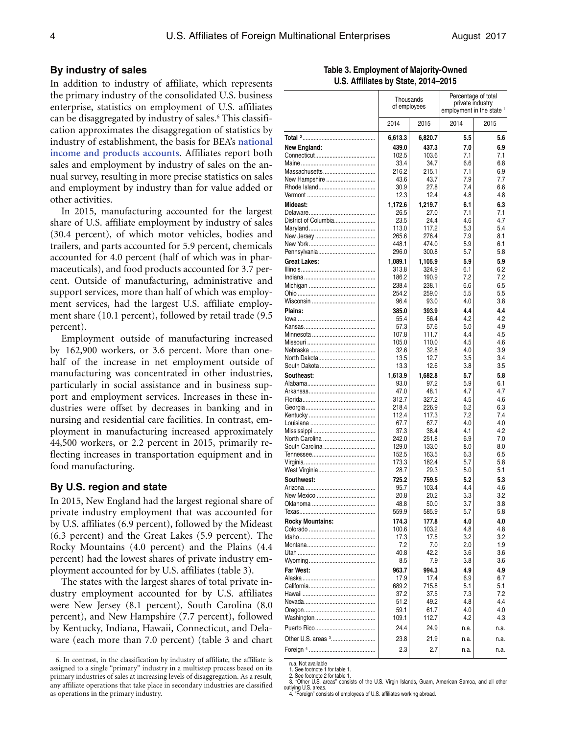## By industry of sales

In addition to industry of affiliate, which represents the primary industry of the consolidated U.S. business enterprise, statistics on employment of U.S. affiliates can be disaggregated by industry of sales.[6] This classification approximates the disaggregation of statistics by industry of establishment, the basis for BEA's **national income and products accounts**. Affiliates report both sales and employment by industry of sales on the annual survey, resulting in more precise statistics on sales and employment by industry than for value added or other activities.

In 2015, manufacturing accounted for the largest share of U.S. affiliate employment by industry of sales (30.4 percent), of which motor vehicles, bodies and trailers, and parts accounted for 5.9 percent, chemicals accounted for 4.0 percent (half of which was in pharmaceuticals), and food products accounted for 3.7 percent. Outside of manufacturing, administrative and support services, more than half of which was employment services, had the largest U.S. affiliate employment share (10.1 percent), followed by retail trade (9.5 percent).

Employment outside of manufacturing increased by 162,900 workers, or 3.6 percent. More than one-half of the increase in net employment outside of manufacturing was concentrated in other industries, particularly in social assistance and in business support and employment services. Increases in these industries were offset by decreases in banking and in nursing and residential care facilities. In contrast, employment in manufacturing increased approximately 44,500 workers, or 2.2 percent in 2015, primarily reflecting increases in transportation equipment and in food manufacturing.

## By U.S. region and state

In 2015, New England had the largest regional share of private industry employment that was accounted for by U.S. affiliates (6.9 percent), followed by the Mideast (6.3 percent) and the Great Lakes (5.9 percent). The Rocky Mountains (4.0 percent) and the Plains (4.4 percent) had the lowest shares of private industry employment accounted for by U.S. affiliates (table 3).

The states with the largest shares of total private industry employment accounted for by U.S. affiliates were New Jersey (8.1 percent), South Carolina (8.0 percent), and New Hampshire (7.7 percent), followed by Kentucky, Indiana, Hawaii, Connecticut, and Delaware (each more than 7.0 percent) (table 3 and chart

6. In contrast, in the classification by industry of affiliate, the affiliate is assigned to a single "primary" industry in a multistep process based on its primary industries of sales at increasing levels of disaggregation. As a result, any affiliate operations that take place in secondary industries are classified as operations in the primary industry.

**Table 3. Employment of Majority-Owned U.S. Affiliates by State, 2014–2015**

| | Thousands of employees | | Percentage of total private industry employment in the state [1] | |
|---|---|---|---|---|
| | 2014 | 2015 | 2014 | 2015 |
| **Total [2]** | **6,613.3** | **6,820.7** | **5.5** | **5.6** |
| **New England:** | **439.0** | **437.3** | **7.0** | **6.9** |
| Connecticut | 102.5 | 103.6 | 7.1 | 7.1 |
| Maine | 33.4 | 34.7 | 6.6 | 6.8 |
| Massachusetts | 216.2 | 215.1 | 7.1 | 6.9 |
| New Hampshire | 43.6 | 43.7 | 7.9 | 7.7 |
| Rhode Island | 30.9 | 27.8 | 7.4 | 6.6 |
| Vermont | 12.3 | 12.4 | 4.8 | 4.8 |
| **Mideast:** | **1,172.6** | **1,219.7** | **6.1** | **6.3** |
| Delaware | 26.5 | 27.0 | 7.1 | 7.1 |
| District of Columbia | 23.5 | 24.4 | 4.6 | 4.7 |
| Maryland | 113.0 | 117.2 | 5.3 | 5.4 |
| New Jersey | 265.6 | 276.4 | 7.9 | 8.1 |
| New York | 448.1 | 474.0 | 5.9 | 6.1 |
| Pennsylvania | 296.0 | 300.8 | 5.7 | 5.8 |
| **Great Lakes:** | **1,089.1** | **1,105.9** | **5.9** | **5.9** |
| Illinois | 313.8 | 324.9 | 6.1 | 6.2 |
| Indiana | 186.2 | 190.9 | 7.2 | 7.2 |
| Michigan | 238.4 | 238.1 | 6.6 | 6.5 |
| Ohio | 254.2 | 259.0 | 5.5 | 5.5 |
| Wisconsin | 96.4 | 93.0 | 4.0 | 3.8 |
| **Plains:** | **385.0** | **393.9** | **4.4** | **4.4** |
| Iowa | 55.4 | 56.4 | 4.2 | 4.2 |
| Kansas | 57.3 | 57.6 | 5.0 | 4.9 |
| Minnesota | 107.8 | 111.7 | 4.4 | 4.5 |
| Missouri | 105.0 | 110.0 | 4.5 | 4.6 |
| Nebraska | 32.6 | 32.8 | 4.0 | 3.9 |
| North Dakota | 13.5 | 12.7 | 3.5 | 3.4 |
| South Dakota | 13.3 | 12.6 | 3.8 | 3.5 |
| **Southeast:** | **1,613.9** | **1,682.8** | **5.7** | **5.8** |
| Alabama | 93.0 | 97.2 | 5.9 | 6.1 |
| Arkansas | 47.0 | 48.1 | 4.7 | 4.7 |
| Florida | 312.7 | 327.2 | 4.5 | 4.6 |
| Georgia | 218.4 | 226.9 | 6.2 | 6.3 |
| Kentucky | 112.4 | 117.3 | 7.2 | 7.4 |
| Louisiana | 67.7 | 67.7 | 4.0 | 4.0 |
| Mississippi | 37.3 | 38.4 | 4.1 | 4.2 |
| North Carolina | 242.0 | 251.8 | 6.9 | 7.0 |
| South Carolina | 129.0 | 133.0 | 8.0 | 8.0 |
| Tennessee | 152.5 | 163.5 | 6.3 | 6.5 |
| Virginia | 173.3 | 182.4 | 5.7 | 5.8 |
| West Virginia | 28.7 | 29.3 | 5.0 | 5.1 |
| **Southwest:** | **725.2** | **759.5** | **5.2** | **5.3** |
| Arizona | 95.7 | 103.4 | 4.4 | 4.6 |
| New Mexico | 20.8 | 20.2 | 3.3 | 3.2 |
| Oklahoma | 48.8 | 50.0 | 3.7 | 3.8 |
| Texas | 559.9 | 585.9 | 5.7 | 5.8 |
| **Rocky Mountains:** | **174.3** | **177.8** | **4.0** | **4.0** |
| Colorado | 100.6 | 103.2 | 4.8 | 4.8 |
| Idaho | 17.3 | 17.5 | 3.2 | 3.2 |
| Montana | 7.2 | 7.0 | 2.0 | 1.9 |
| Utah | 40.8 | 42.2 | 3.6 | 3.6 |
| Wyoming | 8.5 | 7.9 | 3.8 | 3.6 |
| **Far West:** | **963.7** | **994.3** | **4.9** | **4.9** |
| Alaska | 17.9 | 17.4 | 6.9 | 6.7 |
| California | 689.2 | 715.8 | 5.1 | 5.1 |
| Hawaii | 37.2 | 37.5 | 7.3 | 7.2 |
| Nevada | 51.2 | 49.2 | 4.8 | 4.4 |
| Oregon | 59.1 | 61.7 | 4.0 | 4.0 |
| Washington | 109.1 | 112.7 | 4.2 | 4.3 |
| Puerto Rico | 24.4 | 24.9 | n.a. | n.a. |
| Other U.S. areas [3] | 23.8 | 21.9 | n.a. | n.a. |
| Foreign [4] | 2.3 | 2.7 | n.a. | n.a. |

n.a. Not available
1. See footnote 1 for table 1.
2. See footnote 2 for table 1.
3. "Other U.S. areas" consists of the U.S. Virgin Islands, Guam, American Samoa, and all other outlying U.S. areas.
4. "Foreign" consists of employees of U.S. affiliates working abroad.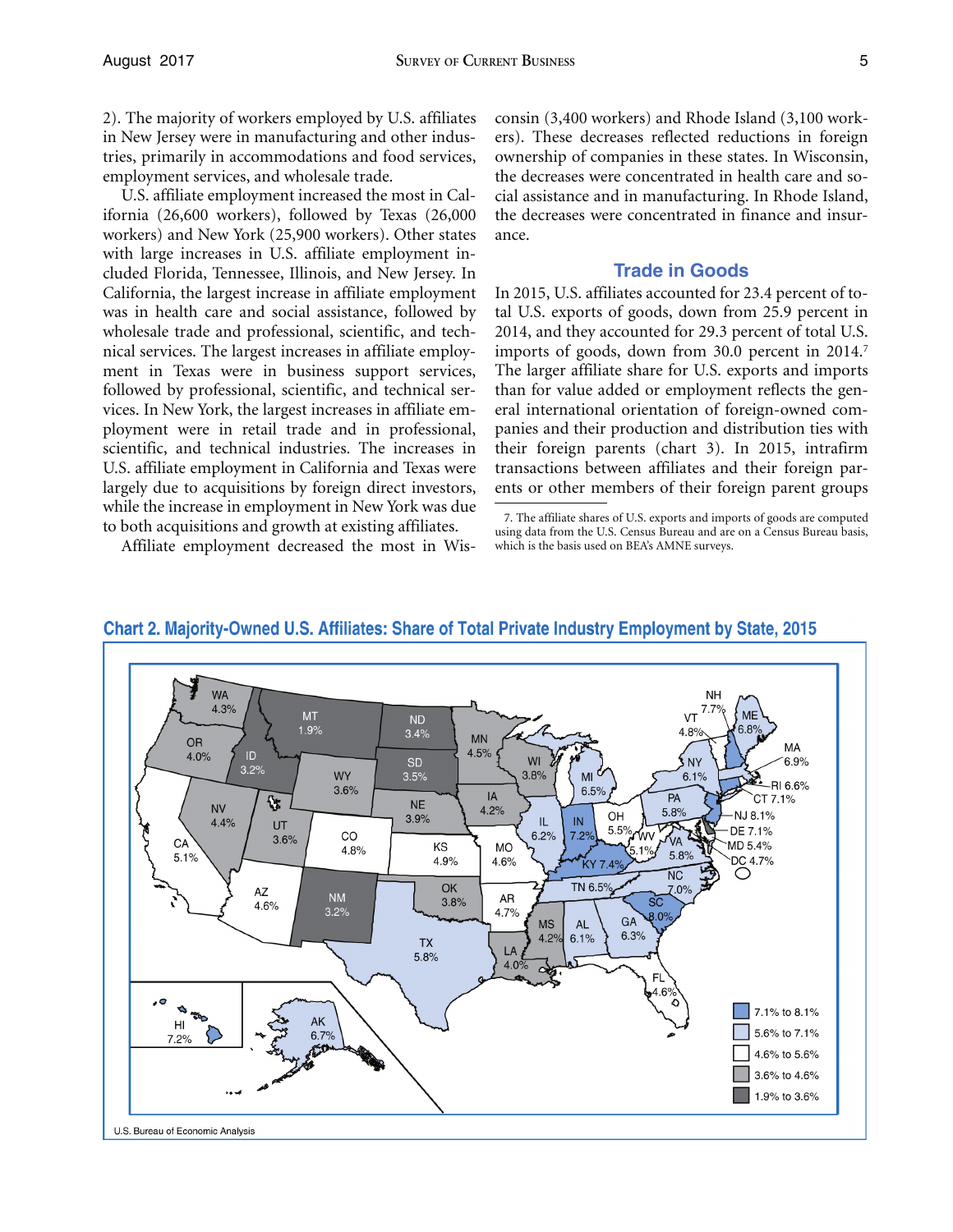2). The majority of workers employed by U.S. affiliates in New Jersey were in manufacturing and other industries, primarily in accommodations and food services, employment services, and wholesale trade.

U.S. affiliate employment increased the most in California (26,600 workers), followed by Texas (26,000 workers) and New York (25,900 workers). Other states with large increases in U.S. affiliate employment included Florida, Tennessee, Illinois, and New Jersey. In California, the largest increase in affiliate employment was in health care and social assistance, followed by wholesale trade and professional, scientific, and technical services. The largest increases in affiliate employment in Texas were in business support services, followed by professional, scientific, and technical services. In New York, the largest increases in affiliate employment were in retail trade and in professional, scientific, and technical industries. The increases in U.S. affiliate employment in California and Texas were largely due to acquisitions by foreign direct investors, while the increase in employment in New York was due to both acquisitions and growth at existing affiliates.

Affiliate employment decreased the most in Wisconsin (3,400 workers) and Rhode Island (3,100 workers). These decreases reflected reductions in foreign ownership of companies in these states. In Wisconsin, the decreases were concentrated in health care and social assistance and in manufacturing. In Rhode Island, the decreases were concentrated in finance and insurance.

## Trade in Goods

In 2015, U.S. affiliates accounted for 23.4 percent of total U.S. exports of goods, down from 25.9 percent in 2014, and they accounted for 29.3 percent of total U.S. imports of goods, down from 30.0 percent in 2014.[7] The larger affiliate share for U.S. exports and imports than for value added or employment reflects the general international orientation of foreign-owned companies and their production and distribution ties with their foreign parents (chart 3). In 2015, intrafirm transactions between affiliates and their foreign parents or other members of their foreign parent groups

7. The affiliate shares of U.S. exports and imports of goods are computed using data from the U.S. Census Bureau and are on a Census Bureau basis, which is the basis used on BEA's AMNE surveys.

**Chart 2. Majority-Owned U.S. Affiliates: Share of Total Private Industry Employment by State, 2015**

| State | Share | State | Share | State | Share |
|---|---|---|---|---|---|
| WA | 4.3% | IA | 4.2% | NC | 7.0% |
| OR | 4.0% | MO | 4.6% | SC | 8.0% |
| CA | 5.1% | AR | 4.7% | GA | 6.3% |
| NV | 4.4% | LA | 4.0% | FL | 4.6% |
| ID | 3.2% | MS | 4.2% | PA | 5.8% |
| MT | 1.9% | WI | 3.8% | NY | 6.1% |
| WY | 3.6% | IL | 6.2% | VT | 4.8% |
| UT | 3.6% | MI | 6.5% | NH | 7.7% |
| AZ | 4.6% | IN | 7.2% | ME | 6.8% |
| CO | 4.8% | OH | 5.5% | MA | 6.9% |
| NM | 3.2% | KY | 7.4% | RI | 6.6% |
| ND | 3.4% | TN | 6.5% | CT | 7.1% |
| SD | 3.5% | AL | 6.1% | NJ | 8.1% |
| NE | 3.9% | WV | 5.1% | DE | 7.1% |
| KS | 4.9% | VA | 5.8% | MD | 5.4% |
| OK | 3.8% | MN | 4.5% | DC | 4.7% |
| TX | 5.8% | HI | 7.2% | AK | 6.7% |

Legend: 7.1% to 8.1%; 5.6% to 7.1%; 4.6% to 5.6%; 3.6% to 4.6%; 1.9% to 3.6%

U.S. Bureau of Economic Analysis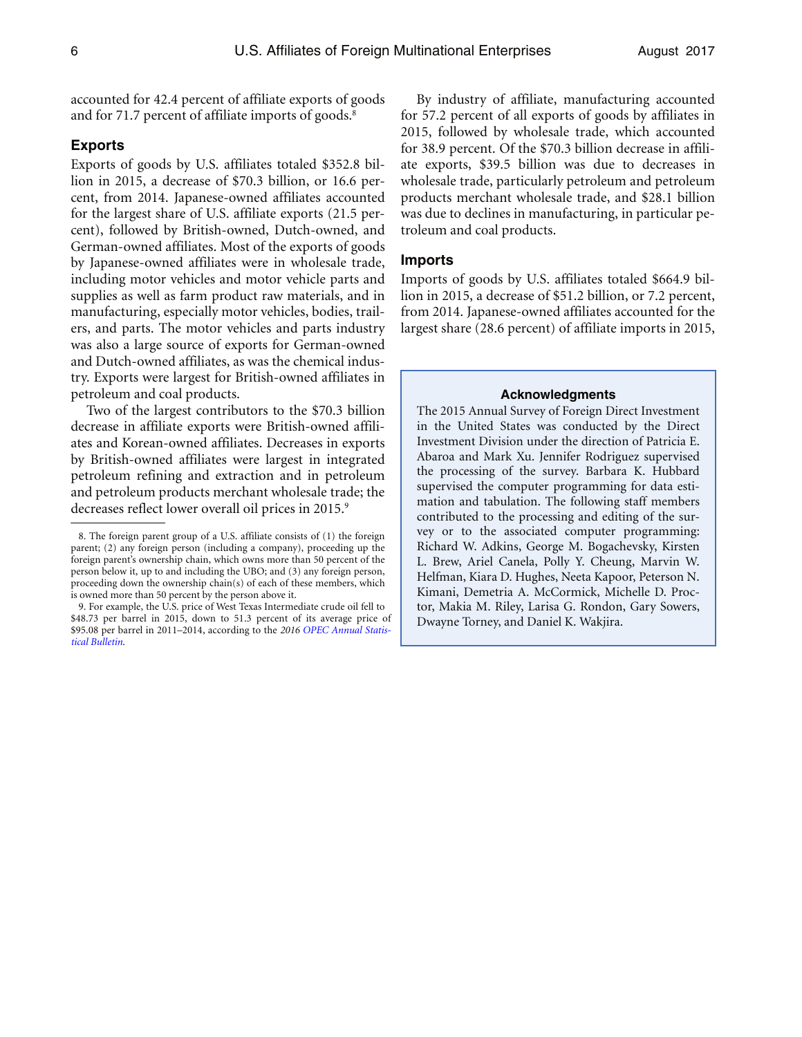accounted for 42.4 percent of affiliate exports of goods and for 71.7 percent of affiliate imports of goods.[8]

### Exports

Exports of goods by U.S. affiliates totaled $352.8 billion in 2015, a decrease of $70.3 billion, or 16.6 percent, from 2014. Japanese-owned affiliates accounted for the largest share of U.S. affiliate exports (21.5 percent), followed by British-owned, Dutch-owned, and German-owned affiliates. Most of the exports of goods by Japanese-owned affiliates were in wholesale trade, including motor vehicles and motor vehicle parts and supplies as well as farm product raw materials, and in manufacturing, especially motor vehicles, bodies, trailers, and parts. The motor vehicles and parts industry was also a large source of exports for German-owned and Dutch-owned affiliates, as was the chemical industry. Exports were largest for British-owned affiliates in petroleum and coal products.

Two of the largest contributors to the $70.3 billion decrease in affiliate exports were British-owned affiliates and Korean-owned affiliates. Decreases in exports by British-owned affiliates were largest in integrated petroleum refining and extraction and in petroleum and petroleum products merchant wholesale trade; the decreases reflect lower overall oil prices in 2015.[9]

By industry of affiliate, manufacturing accounted for 57.2 percent of all exports of goods by affiliates in 2015, followed by wholesale trade, which accounted for 38.9 percent. Of the $70.3 billion decrease in affiliate exports, $39.5 billion was due to decreases in wholesale trade, particularly petroleum and petroleum products merchant wholesale trade, and $28.1 billion was due to declines in manufacturing, in particular petroleum and coal products.

### Imports

Imports of goods by U.S. affiliates totaled $664.9 billion in 2015, a decrease of $51.2 billion, or 7.2 percent, from 2014. Japanese-owned affiliates accounted for the largest share (28.6 percent) of affiliate imports in 2015,

8. The foreign parent group of a U.S. affiliate consists of (1) the foreign parent; (2) any foreign person (including a company), proceeding up the foreign parent's ownership chain, which owns more than 50 percent of the person below it, up to and including the UBO; and (3) any foreign person, proceeding down the ownership chain(s) of each of these members, which is owned more than 50 percent by the person above it.

9. For example, the U.S. price of West Texas Intermediate crude oil fell to $48.73 per barrel in 2015, down to 51.3 percent of its average price of $95.08 per barrel in 2011–2014, according to the *2016 OPEC Annual Statistical Bulletin*.

**Acknowledgments**

The 2015 Annual Survey of Foreign Direct Investment in the United States was conducted by the Direct Investment Division under the direction of Patricia E. Abaroa and Mark Xu. Jennifer Rodriguez supervised the processing of the survey. Barbara K. Hubbard supervised the computer programming for data estimation and tabulation. The following staff members contributed to the processing and editing of the survey or to the associated computer programming: Richard W. Adkins, George M. Bogachevsky, Kirsten L. Brew, Ariel Canela, Polly Y. Cheung, Marvin W. Helfman, Kiara D. Hughes, Neeta Kapoor, Peterson N. Kimani, Demetria A. McCormick, Michelle D. Proctor, Makia M. Riley, Larisa G. Rondon, Gary Sowers, Dwayne Torney, and Daniel K. Wakjira.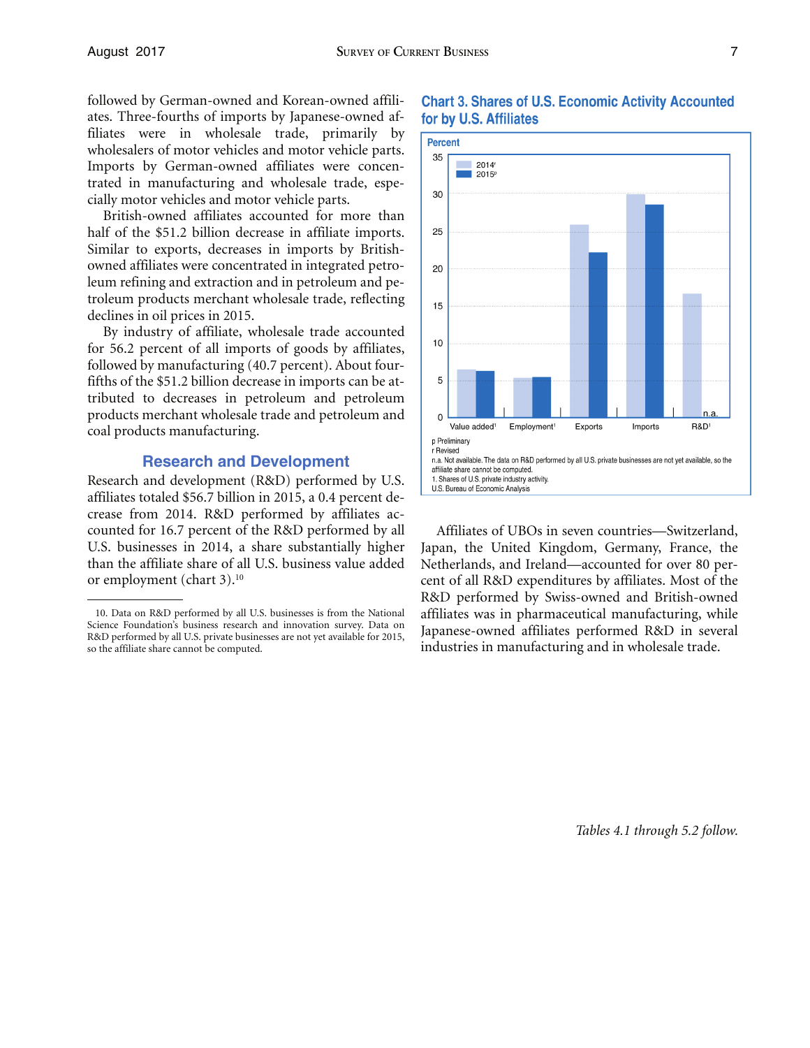followed by German-owned and Korean-owned affiliates. Three-fourths of imports by Japanese-owned affiliates were in wholesale trade, primarily by wholesalers of motor vehicles and motor vehicle parts. Imports by German-owned affiliates were concentrated in manufacturing and wholesale trade, especially motor vehicles and motor vehicle parts.

British-owned affiliates accounted for more than half of the $51.2 billion decrease in affiliate imports. Similar to exports, decreases in imports by British-owned affiliates were concentrated in integrated petroleum refining and extraction and in petroleum and petroleum products merchant wholesale trade, reflecting declines in oil prices in 2015.

By industry of affiliate, wholesale trade accounted for 56.2 percent of all imports of goods by affiliates, followed by manufacturing (40.7 percent). About four-fifths of the $51.2 billion decrease in imports can be attributed to decreases in petroleum and petroleum products merchant wholesale trade and petroleum and coal products manufacturing.

## Research and Development

Research and development (R&D) performed by U.S. affiliates totaled $56.7 billion in 2015, a 0.4 percent decrease from 2014. R&D performed by affiliates accounted for 16.7 percent of the R&D performed by all U.S. businesses in 2014, a share substantially higher than the affiliate share of all U.S. business value added or employment (chart 3).[10]

### Chart 3. Shares of U.S. Economic Activity Accounted for by U.S. Affiliates

Percent

| | 2014[r] | 2015[p] |
|---|---|---|
| Value added[1] | | |
| Employment[1] | | |
| Exports | | |
| Imports | | |
| R&D[1] | | n.a. |

p Preliminary
r Revised
n.a. Not available. The data on R&D performed by all U.S. private businesses are not yet available, so the affiliate share cannot be computed.
1. Shares of U.S. private industry activity.
U.S. Bureau of Economic Analysis

Affiliates of UBOs in seven countries—Switzerland, Japan, the United Kingdom, Germany, France, the Netherlands, and Ireland—accounted for over 80 percent of all R&D expenditures by affiliates. Most of the R&D performed by Swiss-owned and British-owned affiliates was in pharmaceutical manufacturing, while Japanese-owned affiliates performed R&D in several industries in manufacturing and in wholesale trade.

*Tables 4.1 through 5.2 follow.*

10. Data on R&D performed by all U.S. businesses is from the National Science Foundation's business research and innovation survey. Data on R&D performed by all U.S. private businesses are not yet available for 2015, so the affiliate share cannot be computed.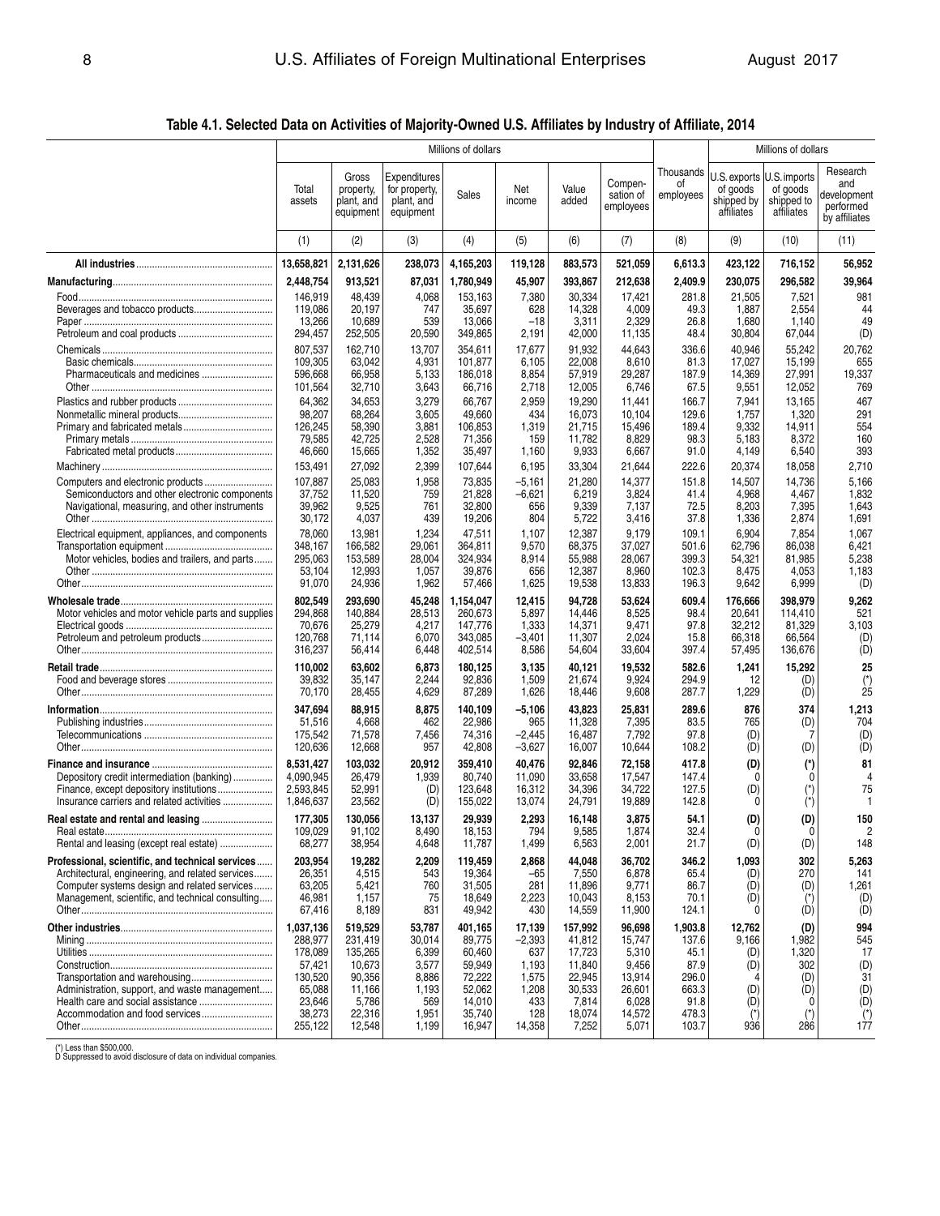## Table 4.1. Selected Data on Activities of Majority-Owned U.S. Affiliates by Industry of Affiliate, 2014

| | Millions of dollars | | | | | | | Thousands of employees | Millions of dollars | | |
|---|---|---|---|---|---|---|---|---|---|---|---|
| | Total assets | Gross property, plant, and equipment | Expenditures for property, plant, and equipment | Sales | Net income | Value added | Compensation of employees | Thousands of employees | U.S. exports of goods shipped by affiliates | U.S. imports of goods shipped to affiliates | Research and development performed by affiliates |
| | (1) | (2) | (3) | (4) | (5) | (6) | (7) | (8) | (9) | (10) | (11) |
| **All industries** | **13,658,821** | **2,131,626** | **238,073** | **4,165,203** | **119,128** | **883,573** | **521,059** | **6,613.3** | **423,122** | **716,152** | **56,952** |
| **Manufacturing** | **2,448,754** | **913,521** | **87,031** | **1,780,949** | **45,907** | **393,867** | **212,638** | **2,409.9** | **230,075** | **296,582** | **39,964** |
| Food | 146,919 | 48,439 | 4,068 | 153,163 | 7,380 | 30,334 | 17,421 | 281.8 | 21,505 | 7,521 | 981 |
| Beverages and tobacco products | 119,086 | 20,197 | 747 | 35,697 | 628 | 14,328 | 4,009 | 49.3 | 1,887 | 2,554 | 44 |
| Paper | 13,266 | 10,689 | 539 | 13,066 | –18 | 3,311 | 2,329 | 26.8 | 1,680 | 1,140 | 49 |
| Petroleum and coal products | 294,457 | 252,505 | 20,590 | 349,865 | 2,191 | 42,000 | 11,135 | 48.4 | 30,804 | 67,044 | (D) |
| Chemicals | 807,537 | 162,710 | 13,707 | 354,611 | 17,677 | 91,932 | 44,643 | 336.6 | 40,946 | 55,242 | 20,762 |
| Basic chemicals | 109,305 | 63,042 | 4,931 | 101,877 | 6,105 | 22,008 | 8,610 | 81.3 | 17,027 | 15,199 | 655 |
| Pharmaceuticals and medicines | 596,668 | 66,958 | 5,133 | 186,018 | 8,854 | 57,919 | 29,287 | 187.9 | 14,369 | 27,991 | 19,337 |
| Other | 101,564 | 32,710 | 3,643 | 66,716 | 2,718 | 12,005 | 6,746 | 67.5 | 9,551 | 12,052 | 769 |
| Plastics and rubber products | 64,362 | 34,653 | 3,279 | 66,767 | 2,959 | 19,290 | 11,441 | 166.7 | 7,941 | 13,165 | 467 |
| Nonmetallic mineral products | 98,207 | 68,264 | 3,605 | 49,660 | 434 | 16,073 | 10,104 | 129.6 | 1,757 | 1,320 | 291 |
| Primary and fabricated metals | 126,245 | 58,390 | 3,881 | 106,853 | 1,319 | 21,715 | 15,496 | 189.4 | 9,332 | 14,911 | 554 |
| Primary metals | 79,585 | 42,725 | 2,528 | 71,356 | 159 | 11,782 | 8,829 | 98.3 | 5,183 | 8,372 | 160 |
| Fabricated metal products | 46,660 | 15,665 | 1,352 | 35,497 | 1,160 | 9,933 | 6,667 | 91.0 | 4,149 | 6,540 | 393 |
| Machinery | 153,491 | 27,092 | 2,399 | 107,644 | 6,195 | 33,304 | 21,644 | 222.6 | 20,374 | 18,058 | 2,710 |
| Computers and electronic products | 107,887 | 25,083 | 1,958 | 73,835 | –5,161 | 21,280 | 14,377 | 151.8 | 14,507 | 14,736 | 5,166 |
| Semiconductors and other electronic components | 37,752 | 11,520 | 759 | 21,828 | –6,621 | 6,219 | 3,824 | 41.4 | 4,968 | 4,467 | 1,832 |
| Navigational, measuring, and other instruments | 39,962 | 9,525 | 761 | 32,800 | 656 | 9,339 | 7,137 | 72.5 | 8,203 | 7,395 | 1,643 |
| Other | 30,172 | 4,037 | 439 | 19,206 | 804 | 5,722 | 3,416 | 37.8 | 1,336 | 2,874 | 1,691 |
| Electrical equipment, appliances, and components | 78,060 | 13,981 | 1,234 | 47,511 | 1,107 | 12,387 | 9,179 | 109.1 | 6,904 | 7,854 | 1,067 |
| Transportation equipment | 348,167 | 166,582 | 29,061 | 364,811 | 9,570 | 68,375 | 37,027 | 501.6 | 62,796 | 86,038 | 6,421 |
| Motor vehicles, bodies and trailers, and parts | 295,063 | 153,589 | 28,004 | 324,934 | 8,914 | 55,988 | 28,067 | 399.3 | 54,321 | 81,985 | 5,238 |
| Other | 53,104 | 12,993 | 1,057 | 39,876 | 656 | 12,387 | 8,960 | 102.3 | 8,475 | 4,053 | 1,183 |
| Other | 91,070 | 24,936 | 1,962 | 57,466 | 1,625 | 19,538 | 13,833 | 196.3 | 9,642 | 6,999 | (D) |
| **Wholesale trade** | **802,549** | **293,690** | **45,248** | **1,154,047** | **12,415** | **94,728** | **53,624** | **609.4** | **176,666** | **398,979** | **9,262** |
| Motor vehicles and motor vehicle parts and supplies | 294,868 | 140,884 | 28,513 | 260,673 | 5,897 | 14,446 | 8,525 | 98.4 | 20,641 | 114,410 | 521 |
| Electrical goods | 70,676 | 25,279 | 4,217 | 147,776 | 1,333 | 14,371 | 9,471 | 97.8 | 32,212 | 81,329 | 3,103 |
| Petroleum and petroleum products | 120,768 | 71,114 | 6,070 | 343,085 | –3,401 | 11,307 | 2,024 | 15.8 | 66,318 | 66,564 | (D) |
| Other | 316,237 | 56,414 | 6,448 | 402,514 | 8,586 | 54,604 | 33,604 | 397.4 | 57,495 | 136,676 | (D) |
| **Retail trade** | **110,002** | **63,602** | **6,873** | **180,125** | **3,135** | **40,121** | **19,532** | **582.6** | **1,241** | **15,292** | **25** |
| Food and beverage stores | 39,832 | 35,147 | 2,244 | 92,836 | 1,509 | 21,674 | 9,924 | 294.9 | 12 | (D) | (*) |
| Other | 70,170 | 28,455 | 4,629 | 87,289 | 1,626 | 18,446 | 9,608 | 287.7 | 1,229 | (D) | 25 |
| **Information** | **347,694** | **88,915** | **8,875** | **140,109** | **–5,106** | **43,823** | **25,831** | **289.6** | **876** | **374** | **1,213** |
| Publishing industries | 51,516 | 4,668 | 462 | 22,986 | 965 | 11,328 | 7,395 | 83.5 | 765 | (D) | 704 |
| Telecommunications | 175,542 | 71,578 | 7,456 | 74,316 | –2,445 | 16,487 | 7,792 | 97.8 | (D) | 7 | (D) |
| Other | 120,636 | 12,668 | 957 | 42,808 | –3,627 | 16,007 | 10,644 | 108.2 | (D) | (D) | (D) |
| **Finance and insurance** | **8,531,427** | **103,032** | **20,912** | **359,410** | **40,476** | **92,846** | **72,158** | **417.8** | **(D)** | **(*)** | **81** |
| Depository credit intermediation (banking) | 4,090,945 | 26,479 | 1,939 | 80,740 | 11,090 | 33,658 | 17,547 | 147.4 | 0 | 0 | 4 |
| Finance, except depository institutions | 2,593,845 | 52,991 | (D) | 123,648 | 16,312 | 34,396 | 34,722 | 127.5 | (D) | (*) | 75 |
| Insurance carriers and related activities | 1,846,637 | 23,562 | (D) | 155,022 | 13,074 | 24,791 | 19,889 | 142.8 | 0 | (*) | 1 |
| **Real estate and rental and leasing** | **177,305** | **130,056** | **13,137** | **29,939** | **2,293** | **16,148** | **3,875** | **54.1** | **(D)** | **(D)** | **150** |
| Real estate | 109,029 | 91,102 | 8,490 | 18,153 | 794 | 9,585 | 1,874 | 32.4 | 0 | 0 | 2 |
| Rental and leasing (except real estate) | 68,277 | 38,954 | 4,648 | 11,787 | 1,499 | 6,563 | 2,001 | 21.7 | (D) | (D) | 148 |
| **Professional, scientific, and technical services** | **203,954** | **19,282** | **2,209** | **119,459** | **2,868** | **44,048** | **36,702** | **346.2** | **1,093** | **302** | **5,263** |
| Architectural, engineering, and related services | 26,351 | 4,515 | 543 | 19,364 | –65 | 7,550 | 6,878 | 65.4 | (D) | 270 | 141 |
| Computer systems design and related services | 63,205 | 5,421 | 760 | 31,505 | 281 | 11,896 | 9,771 | 86.7 | (D) | (D) | 1,261 |
| Management, scientific, and technical consulting | 46,981 | 1,157 | 75 | 18,649 | 2,223 | 10,043 | 8,153 | 70.1 | (D) | (*) | (D) |
| Other | 67,416 | 8,189 | 831 | 49,942 | 430 | 14,559 | 11,900 | 124.1 | 0 | (D) | (D) |
| **Other industries** | **1,037,136** | **519,529** | **53,787** | **401,165** | **17,139** | **157,992** | **96,698** | **1,903.8** | **12,762** | **(D)** | **994** |
| Mining | 288,977 | 231,419 | 30,014 | 89,775 | –2,393 | 41,812 | 15,747 | 137.6 | 9,166 | 1,982 | 545 |
| Utilities | 178,089 | 135,265 | 6,399 | 60,460 | 637 | 17,723 | 5,310 | 45.1 | (D) | 1,320 | 17 |
| Construction | 57,421 | 10,673 | 3,577 | 59,949 | 1,193 | 11,840 | 9,456 | 87.9 | (D) | 302 | (D) |
| Transportation and warehousing | 130,520 | 90,356 | 8,886 | 72,222 | 1,575 | 22,945 | 13,914 | 296.0 | 4 | (D) | 31 |
| Administration, support, and waste management | 65,088 | 11,166 | 1,193 | 52,062 | 1,208 | 30,533 | 26,601 | 663.3 | (D) | (D) | (D) |
| Health care and social assistance | 23,646 | 5,786 | 569 | 14,010 | 433 | 7,814 | 6,028 | 91.8 | (D) | 0 | (D) |
| Accommodation and food services | 38,273 | 22,316 | 1,951 | 35,740 | 128 | 18,074 | 14,572 | 478.3 | (*) | (*) | (*) |
| Other | 255,122 | 12,548 | 1,199 | 16,947 | 14,358 | 7,252 | 5,071 | 103.7 | 936 | 286 | 177 |

(*) Less than $500,000.
D Suppressed to avoid disclosure of data on individual companies.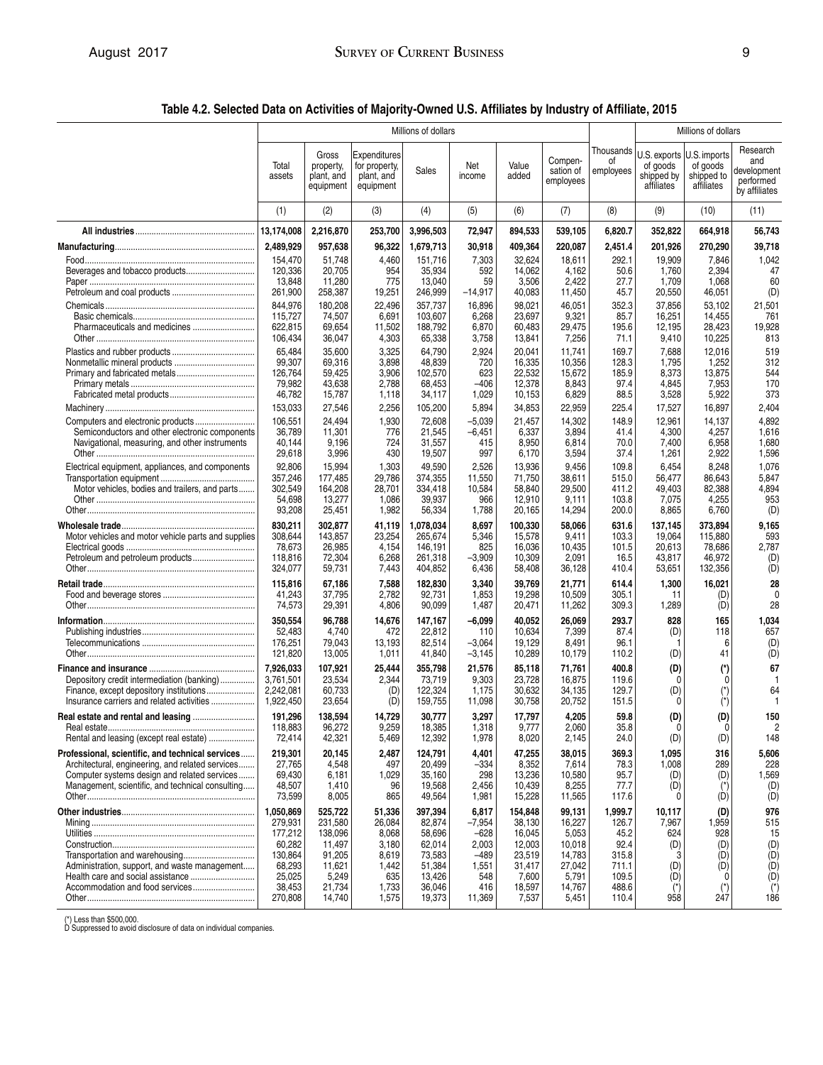## Table 4.2. Selected Data on Activities of Majority-Owned U.S. Affiliates by Industry of Affiliate, 2015

| | Millions of dollars | | | | | | | | Millions of dollars | | |
|---|---|---|---|---|---|---|---|---|---|---|---|
| | Total assets | Gross property, plant, and equipment | Expenditures for property, plant, and equipment | Sales | Net income | Value added | Compen- sation of employees | Thousands of employees | U.S. exports of goods shipped by affiliates | U.S. imports of goods shipped to affiliates | Research and development performed by affiliates |
| | (1) | (2) | (3) | (4) | (5) | (6) | (7) | (8) | (9) | (10) | (11) |
| **All industries** | **13,174,008** | **2,216,870** | **253,700** | **3,996,503** | **72,947** | **894,533** | **539,105** | **6,820.7** | **352,822** | **664,918** | **56,743** |
| **Manufacturing** | **2,489,929** | **957,638** | **96,322** | **1,679,713** | **30,918** | **409,364** | **220,087** | **2,451.4** | **201,926** | **270,290** | **39,718** |
| Food | 154,470 | 51,748 | 4,460 | 151,716 | 7,303 | 32,624 | 18,611 | 292.1 | 19,909 | 7,846 | 1,042 |
| Beverages and tobacco products | 120,336 | 20,705 | 954 | 35,934 | 592 | 14,062 | 4,162 | 50.6 | 1,760 | 2,394 | 47 |
| Paper | 13,848 | 11,280 | 775 | 13,040 | 59 | 3,506 | 2,422 | 27.7 | 1,709 | 1,068 | 60 |
| Petroleum and coal products | 261,900 | 258,387 | 19,251 | 246,999 | –14,917 | 40,083 | 11,450 | 45.7 | 20,550 | 46,051 | (D) |
| Chemicals | 844,976 | 180,208 | 22,496 | 357,737 | 16,896 | 98,021 | 46,051 | 352.3 | 37,856 | 53,102 | 21,501 |
| Basic chemicals | 115,727 | 74,507 | 6,691 | 103,607 | 6,268 | 23,697 | 9,321 | 85.7 | 16,251 | 14,455 | 761 |
| Pharmaceuticals and medicines | 622,815 | 69,654 | 11,502 | 188,792 | 6,870 | 60,483 | 29,475 | 195.6 | 12,195 | 28,423 | 19,928 |
| Other | 106,434 | 36,047 | 4,303 | 65,338 | 3,758 | 13,841 | 7,256 | 71.1 | 9,410 | 10,225 | 813 |
| Plastics and rubber products | 65,484 | 35,600 | 3,325 | 64,790 | 2,924 | 20,041 | 11,741 | 169.7 | 7,688 | 12,016 | 519 |
| Nonmetallic mineral products | 99,307 | 69,316 | 3,898 | 48,839 | 720 | 16,335 | 10,356 | 128.3 | 1,795 | 1,252 | 312 |
| Primary and fabricated metals | 126,764 | 59,425 | 3,906 | 102,570 | 623 | 22,532 | 15,672 | 185.9 | 8,373 | 13,875 | 544 |
| Primary metals | 79,982 | 43,638 | 2,788 | 68,453 | –406 | 12,378 | 8,843 | 97.4 | 4,845 | 7,953 | 170 |
| Fabricated metal products | 46,782 | 15,787 | 1,118 | 34,117 | 1,029 | 10,153 | 6,829 | 88.5 | 3,528 | 5,922 | 373 |
| Machinery | 153,033 | 27,546 | 2,256 | 105,200 | 5,894 | 34,853 | 22,959 | 225.4 | 17,527 | 16,897 | 2,404 |
| Computers and electronic products | 106,551 | 24,494 | 1,930 | 72,608 | –5,039 | 21,457 | 14,302 | 148.9 | 12,961 | 14,137 | 4,892 |
| Semiconductors and other electronic components | 36,789 | 11,301 | 776 | 21,545 | –6,451 | 6,337 | 3,894 | 41.4 | 4,300 | 4,257 | 1,616 |
| Navigational, measuring, and other instruments | 40,144 | 9,196 | 724 | 31,557 | 415 | 8,950 | 6,814 | 70.0 | 7,400 | 6,958 | 1,680 |
| Other | 29,618 | 3,996 | 430 | 19,507 | 997 | 6,170 | 3,594 | 37.4 | 1,261 | 2,922 | 1,596 |
| Electrical equipment, appliances, and components | 92,806 | 15,994 | 1,303 | 49,590 | 2,526 | 13,936 | 9,456 | 109.8 | 6,454 | 8,248 | 1,076 |
| Transportation equipment | 357,246 | 177,485 | 29,786 | 374,355 | 11,550 | 71,750 | 38,611 | 515.0 | 56,477 | 86,643 | 5,847 |
| Motor vehicles, bodies and trailers, and parts | 302,549 | 164,208 | 28,701 | 334,418 | 10,584 | 58,840 | 29,500 | 411.2 | 49,403 | 82,388 | 4,894 |
| Other | 54,698 | 13,277 | 1,086 | 39,937 | 966 | 12,910 | 9,111 | 103.8 | 7,075 | 4,255 | 953 |
| Other | 93,208 | 25,451 | 1,982 | 56,334 | 1,788 | 20,165 | 14,294 | 200.0 | 8,865 | 6,760 | (D) |
| **Wholesale trade** | **830,211** | **302,877** | **41,119** | **1,078,034** | **8,697** | **100,330** | **58,066** | **631.6** | **137,145** | **373,894** | **9,165** |
| Motor vehicles and motor vehicle parts and supplies | 308,644 | 143,857 | 23,254 | 265,674 | 5,346 | 15,578 | 9,411 | 103.3 | 19,064 | 115,880 | 593 |
| Electrical goods | 78,673 | 26,985 | 4,154 | 146,191 | 825 | 16,036 | 10,435 | 101.5 | 20,613 | 78,686 | 2,787 |
| Petroleum and petroleum products | 118,816 | 72,304 | 6,268 | 261,318 | –3,909 | 10,309 | 2,091 | 16.5 | 43,817 | 46,972 | (D) |
| Other | 324,077 | 59,731 | 7,443 | 404,852 | 6,436 | 58,408 | 36,128 | 410.4 | 53,651 | 132,356 | (D) |
| **Retail trade** | **115,816** | **67,186** | **7,588** | **182,830** | **3,340** | **39,769** | **21,771** | **614.4** | **1,300** | **16,021** | **28** |
| Food and beverage stores | 41,243 | 37,795 | 2,782 | 92,731 | 1,853 | 19,298 | 10,509 | 305.1 | 11 | (D) | 0 |
| Other | 74,573 | 29,391 | 4,806 | 90,099 | 1,487 | 20,471 | 11,262 | 309.3 | 1,289 | (D) | 28 |
| **Information** | **350,554** | **96,788** | **14,676** | **147,167** | **–6,099** | **40,052** | **26,069** | **293.7** | **828** | **165** | **1,034** |
| Publishing industries | 52,483 | 4,740 | 472 | 22,812 | 110 | 10,634 | 7,399 | 87.4 | (D) | 118 | 657 |
| Telecommunications | 176,251 | 79,043 | 13,193 | 82,514 | –3,064 | 19,129 | 8,491 | 96.1 | 1 | 6 | (D) |
| Other | 121,820 | 13,005 | 1,011 | 41,840 | –3,145 | 10,289 | 10,179 | 110.2 | (D) | 41 | (D) |
| **Finance and insurance** | **7,926,033** | **107,921** | **25,444** | **355,798** | **21,576** | **85,118** | **71,761** | **400.8** | **(D)** | **(\*)** | **67** |
| Depository credit intermediation (banking) | 3,761,501 | 23,534 | 2,344 | 73,719 | 9,303 | 23,728 | 16,875 | 119.6 | 0 | 0 | 1 |
| Finance, except depository institutions | 2,242,081 | 60,733 | (D) | 122,324 | 1,175 | 30,632 | 34,135 | 129.7 | (D) | (\*) | 64 |
| Insurance carriers and related activities | 1,922,450 | 23,654 | (D) | 159,755 | 11,098 | 30,758 | 20,752 | 151.5 | 0 | (\*) | 1 |
| **Real estate and rental and leasing** | **191,296** | **138,594** | **14,729** | **30,777** | **3,297** | **17,797** | **4,205** | **59.8** | **(D)** | **(D)** | **150** |
| Real estate | 118,883 | 96,272 | 9,259 | 18,385 | 1,318 | 9,777 | 2,060 | 35.8 | 0 | 0 | 2 |
| Rental and leasing (except real estate) | 72,414 | 42,321 | 5,469 | 12,392 | 1,978 | 8,020 | 2,145 | 24.0 | (D) | (D) | 148 |
| **Professional, scientific, and technical services** | **219,301** | **20,145** | **2,487** | **124,791** | **4,401** | **47,255** | **38,015** | **369.3** | **1,095** | **316** | **5,606** |
| Architectural, engineering, and related services | 27,765 | 4,548 | 497 | 20,499 | –334 | 8,352 | 7,614 | 78.3 | 1,008 | 289 | 228 |
| Computer systems design and related services | 69,430 | 6,181 | 1,029 | 35,160 | 298 | 13,236 | 10,580 | 95.7 | (D) | (D) | 1,569 |
| Management, scientific, and technical consulting | 48,507 | 1,410 | 96 | 19,568 | 2,456 | 10,439 | 8,255 | 77.7 | (D) | (\*) | (D) |
| Other | 73,599 | 8,005 | 865 | 49,564 | 1,981 | 15,228 | 11,565 | 117.6 | 0 | (D) | (D) |
| **Other industries** | **1,050,869** | **525,722** | **51,336** | **397,394** | **6,817** | **154,848** | **99,131** | **1,999.7** | **10,117** | **(D)** | **976** |
| Mining | 279,931 | 231,580 | 26,084 | 82,874 | –7,954 | 38,130 | 16,227 | 126.7 | 7,967 | 1,959 | 515 |
| Utilities | 177,212 | 138,096 | 8,068 | 58,696 | –628 | 16,045 | 5,053 | 45.2 | 624 | 928 | 15 |
| Construction | 60,282 | 11,497 | 3,180 | 62,014 | 2,003 | 12,003 | 10,018 | 92.4 | (D) | (D) | (D) |
| Transportation and warehousing | 130,864 | 91,205 | 8,619 | 73,583 | –489 | 23,519 | 14,783 | 315.8 | 3 | (D) | (D) |
| Administration, support, and waste management | 68,293 | 11,621 | 1,442 | 51,384 | 1,551 | 31,417 | 27,042 | 711.1 | (D) | (D) | (D) |
| Health care and social assistance | 25,025 | 5,249 | 635 | 13,426 | 548 | 7,600 | 5,791 | 109.5 | (D) | 0 | (D) |
| Accommodation and food services | 38,453 | 21,734 | 1,733 | 36,046 | 416 | 18,597 | 14,767 | 488.6 | (\*) | (\*) | (\*) |
| Other | 270,808 | 14,740 | 1,575 | 19,373 | 11,369 | 7,537 | 5,451 | 110.4 | 958 | 247 | 186 |

(\*) Less than $500,000.
D Suppressed to avoid disclosure of data on individual companies.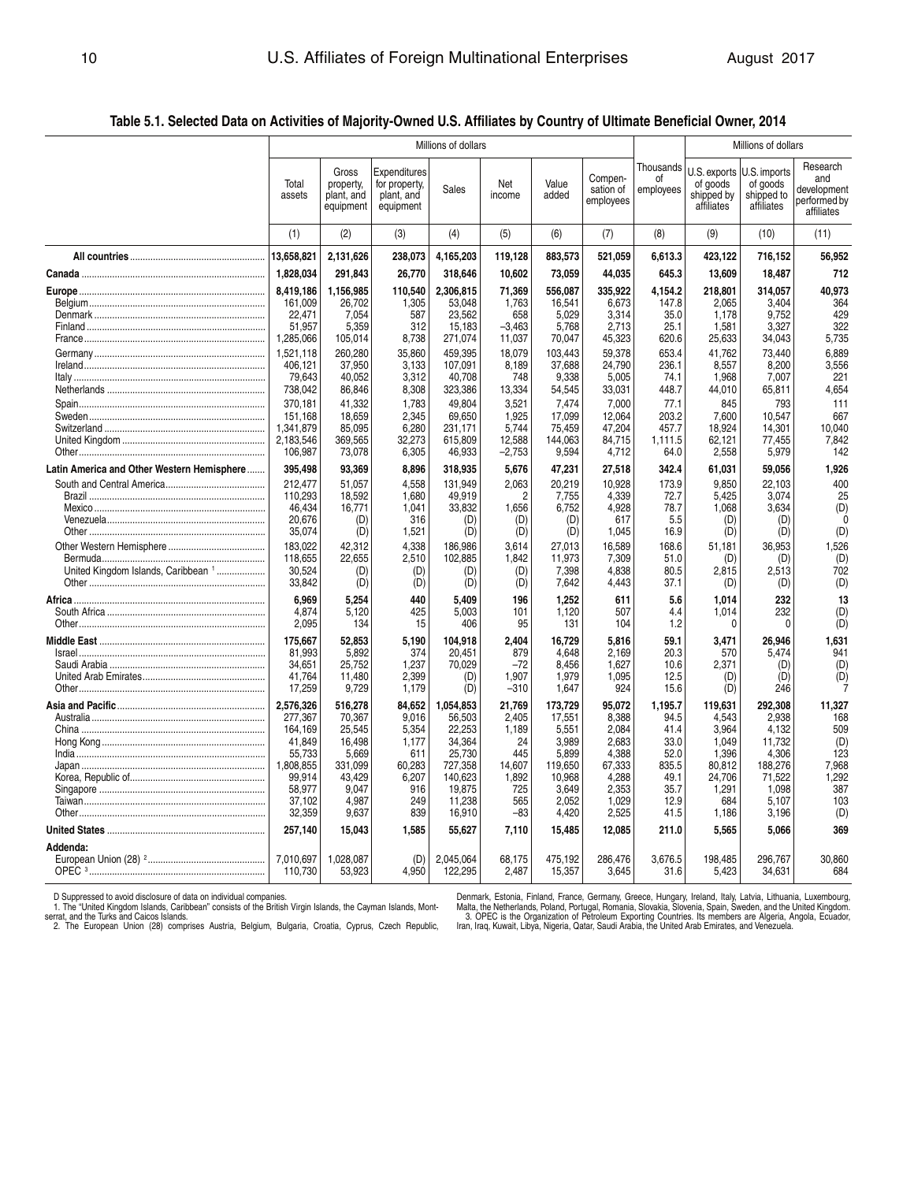## Table 5.1. Selected Data on Activities of Majority-Owned U.S. Affiliates by Country of Ultimate Beneficial Owner, 2014

| | Millions of dollars | | | | | | | Thousands of employees | Millions of dollars | | |
|---|---|---|---|---|---|---|---|---|---|---|---|
| | Total assets | Gross property, plant, and equipment | Expenditures for property, plant, and equipment | Sales | Net income | Value added | Compen-sation of employees | | U.S. exports of goods shipped by affiliates | U.S. imports of goods shipped to affiliates | Research and development performed by affiliates |
| | (1) | (2) | (3) | (4) | (5) | (6) | (7) | (8) | (9) | (10) | (11) |
| **All countries** | **13,658,821** | **2,131,626** | **238,073** | **4,165,203** | **119,128** | **883,573** | **521,059** | **6,613.3** | **423,122** | **716,152** | **56,952** |
| **Canada** | **1,828,034** | **291,843** | **26,770** | **318,646** | **10,602** | **73,059** | **44,035** | **645.3** | **13,609** | **18,487** | **712** |
| **Europe** | **8,419,186** | **1,156,985** | **110,540** | **2,306,815** | **71,369** | **556,087** | **335,922** | **4,154.2** | **218,801** | **314,057** | **40,973** |
| Belgium | 161,009 | 26,702 | 1,305 | 53,048 | 1,763 | 16,541 | 6,673 | 147.8 | 2,065 | 3,404 | 364 |
| Denmark | 22,471 | 7,054 | 587 | 23,562 | 658 | 5,029 | 3,314 | 35.0 | 1,178 | 9,752 | 429 |
| Finland | 51,957 | 5,359 | 312 | 15,183 | –3,463 | 5,768 | 2,713 | 25.1 | 1,581 | 3,327 | 322 |
| France | 1,285,066 | 105,014 | 8,738 | 271,074 | 11,037 | 70,047 | 45,323 | 620.6 | 25,633 | 34,043 | 5,735 |
| Germany | 1,521,118 | 260,280 | 35,860 | 459,395 | 18,079 | 103,443 | 59,378 | 653.4 | 41,762 | 73,440 | 6,889 |
| Ireland | 406,121 | 37,950 | 3,133 | 107,091 | 8,189 | 37,688 | 24,790 | 236.1 | 8,557 | 8,200 | 3,556 |
| Italy | 79,643 | 40,052 | 3,312 | 40,708 | 748 | 9,338 | 5,005 | 74.1 | 1,968 | 7,007 | 221 |
| Netherlands | 738,042 | 86,846 | 8,308 | 323,386 | 13,334 | 54,545 | 33,031 | 448.7 | 44,010 | 65,811 | 4,654 |
| Spain | 370,181 | 41,332 | 1,783 | 49,804 | 3,521 | 7,474 | 7,000 | 77.1 | 845 | 793 | 111 |
| Sweden | 151,168 | 18,659 | 2,345 | 69,650 | 1,925 | 17,099 | 12,064 | 203.2 | 7,600 | 10,547 | 667 |
| Switzerland | 1,341,879 | 85,095 | 6,280 | 231,171 | 5,744 | 75,459 | 47,204 | 457.7 | 18,924 | 14,301 | 10,040 |
| United Kingdom | 2,183,546 | 369,565 | 32,273 | 615,809 | 12,588 | 144,063 | 84,715 | 1,111.5 | 62,121 | 77,455 | 7,842 |
| Other | 106,987 | 73,078 | 6,305 | 46,933 | –2,753 | 9,594 | 4,712 | 64.0 | 2,558 | 5,979 | 142 |
| **Latin America and Other Western Hemisphere** | **395,498** | **93,369** | **8,896** | **318,935** | **5,676** | **47,231** | **27,518** | **342.4** | **61,031** | **59,056** | **1,926** |
| South and Central America | 212,477 | 51,057 | 4,558 | 131,949 | 2,063 | 20,219 | 10,928 | 173.9 | 9,850 | 22,103 | 400 |
| Brazil | 110,293 | 18,592 | 1,680 | 49,919 | 2 | 7,755 | 4,339 | 72.7 | 5,425 | 3,074 | 25 |
| Mexico | 46,434 | 16,771 | 1,041 | 33,832 | 1,656 | 6,752 | 4,928 | 78.7 | 1,068 | 3,634 | (D) |
| Venezuela | 20,676 | (D) | 316 | (D) | (D) | (D) | 617 | 5.5 | (D) | (D) | 0 |
| Other | 35,074 | (D) | 1,521 | (D) | (D) | (D) | 1,045 | 16.9 | (D) | (D) | (D) |
| Other Western Hemisphere | 183,022 | 42,312 | 4,338 | 186,986 | 3,614 | 27,013 | 16,589 | 168.6 | 51,181 | 36,953 | 1,526 |
| Bermuda | 118,655 | 22,655 | 2,510 | 102,885 | 1,842 | 11,973 | 7,309 | 51.0 | (D) | (D) | (D) |
| United Kingdom Islands, Caribbean [1] | 30,524 | (D) | (D) | (D) | (D) | 7,398 | 4,838 | 80.5 | 2,815 | 2,513 | 702 |
| Other | 33,842 | (D) | (D) | (D) | (D) | 7,642 | 4,443 | 37.1 | (D) | (D) | (D) |
| **Africa** | **6,969** | **5,254** | **440** | **5,409** | **196** | **1,252** | **611** | **5.6** | **1,014** | **232** | **13** |
| South Africa | 4,874 | 5,120 | 425 | 5,003 | 101 | 1,120 | 507 | 4.4 | 1,014 | 232 | (D) |
| Other | 2,095 | 134 | 15 | 406 | 95 | 131 | 104 | 1.2 | 0 | 0 | (D) |
| **Middle East** | **175,667** | **52,853** | **5,190** | **104,918** | **2,404** | **16,729** | **5,816** | **59.1** | **3,471** | **26,946** | **1,631** |
| Israel | 81,993 | 5,892 | 374 | 20,451 | 879 | 4,648 | 2,169 | 20.3 | 570 | 5,474 | 941 |
| Saudi Arabia | 34,651 | 25,752 | 1,237 | 70,029 | –72 | 8,456 | 1,627 | 10.6 | 2,371 | (D) | (D) |
| United Arab Emirates | 41,764 | 11,480 | 2,399 | (D) | 1,907 | 1,979 | 1,095 | 12.5 | (D) | (D) | (D) |
| Other | 17,259 | 9,729 | 1,179 | (D) | –310 | 1,647 | 924 | 15.6 | (D) | 246 | 7 |
| **Asia and Pacific** | **2,576,326** | **516,278** | **84,652** | **1,054,853** | **21,769** | **173,729** | **95,072** | **1,195.7** | **119,631** | **292,308** | **11,327** |
| Australia | 277,367 | 70,367 | 9,016 | 56,503 | 2,405 | 17,551 | 8,388 | 94.5 | 4,543 | 2,938 | 168 |
| China | 164,169 | 25,545 | 5,354 | 22,253 | 1,189 | 5,551 | 2,084 | 41.4 | 3,964 | 4,132 | 509 |
| Hong Kong | 41,849 | 16,498 | 1,177 | 34,364 | 24 | 3,989 | 2,683 | 33.0 | 1,049 | 11,732 | (D) |
| India | 55,733 | 5,669 | 611 | 25,730 | 445 | 5,899 | 4,388 | 52.0 | 1,396 | 4,306 | 123 |
| Japan | 1,808,855 | 331,099 | 60,283 | 727,358 | 14,607 | 119,650 | 67,333 | 835.5 | 80,812 | 188,276 | 7,968 |
| Korea, Republic of | 99,914 | 43,429 | 6,207 | 140,623 | 1,892 | 10,968 | 4,288 | 49.1 | 24,706 | 71,522 | 1,292 |
| Singapore | 58,977 | 9,047 | 916 | 19,875 | 725 | 3,649 | 2,353 | 35.7 | 1,291 | 1,098 | 387 |
| Taiwan | 37,102 | 4,987 | 249 | 11,238 | 565 | 2,052 | 1,029 | 12.9 | 684 | 5,107 | 103 |
| Other | 32,359 | 9,637 | 839 | 16,910 | –83 | 4,420 | 2,525 | 41.5 | 1,186 | 3,196 | (D) |
| **United States** | **257,140** | **15,043** | **1,585** | **55,627** | **7,110** | **15,485** | **12,085** | **211.0** | **5,565** | **5,066** | **369** |
| **Addenda:** | | | | | | | | | | | |
| European Union (28) [2] | 7,010,697 | 1,028,087 | (D) | 2,045,064 | 68,175 | 475,192 | 286,476 | 3,676.5 | 198,485 | 296,767 | 30,860 |
| OPEC [3] | 110,730 | 53,923 | 4,950 | 122,295 | 2,487 | 15,357 | 3,645 | 31.6 | 5,423 | 34,631 | 684 |

D Suppressed to avoid disclosure of data on individual companies.
1. The "United Kingdom Islands, Caribbean" consists of the British Virgin Islands, the Cayman Islands, Montserrat, and the Turks and Caicos Islands.
2. The European Union (28) comprises Austria, Belgium, Bulgaria, Croatia, Cyprus, Czech Republic, Denmark, Estonia, Finland, France, Germany, Greece, Hungary, Ireland, Italy, Latvia, Lithuania, Luxembourg, Malta, the Netherlands, Poland, Portugal, Romania, Slovakia, Slovenia, Spain, Sweden, and the United Kingdom.
3. OPEC is the Organization of Petroleum Exporting Countries. Its members are Algeria, Angola, Ecuador, Iran, Iraq, Kuwait, Libya, Nigeria, Qatar, Saudi Arabia, the United Arab Emirates, and Venezuela.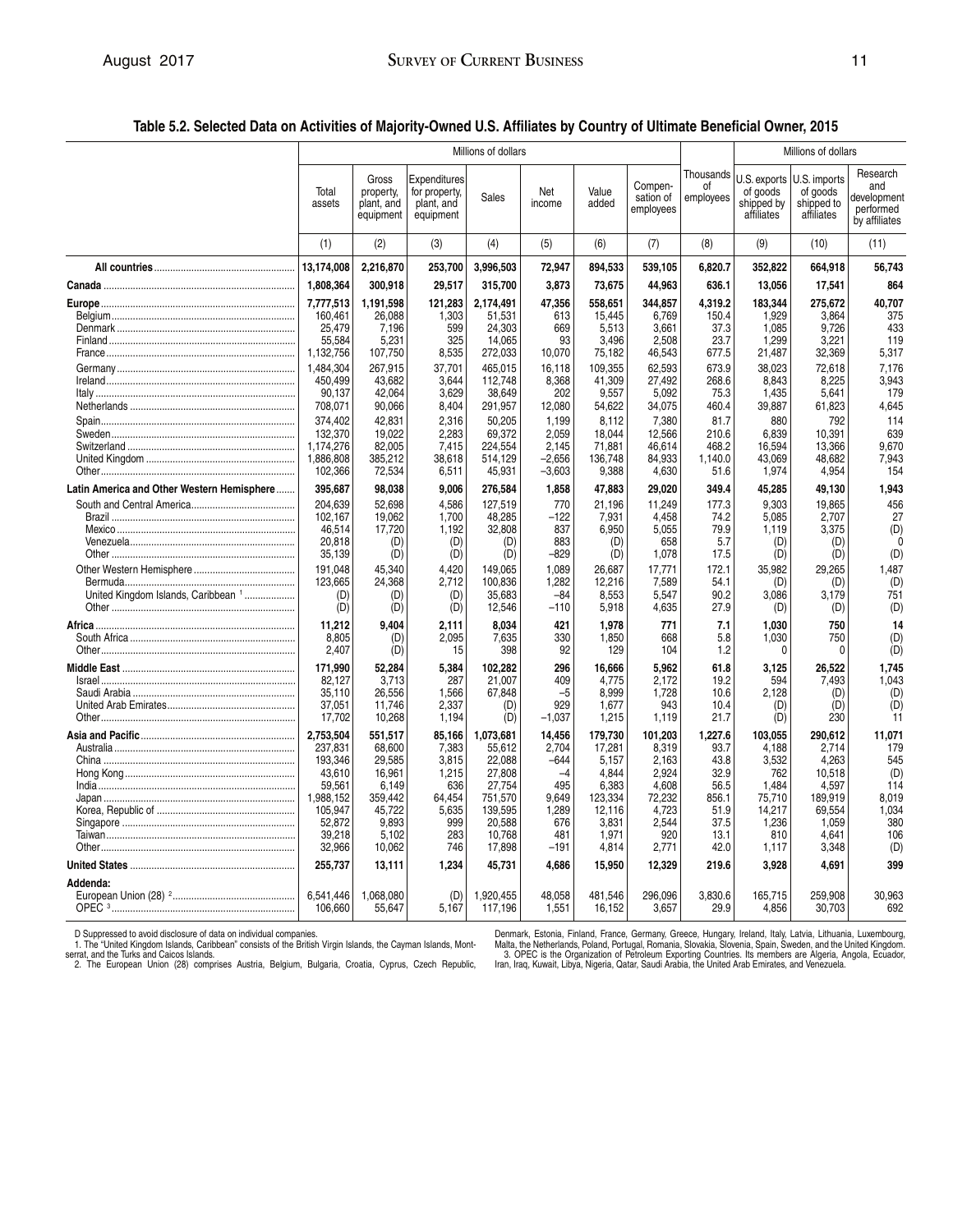## Table 5.2. Selected Data on Activities of Majority-Owned U.S. Affiliates by Country of Ultimate Beneficial Owner, 2015

| | Millions of dollars | | | | | | | Thousands | Millions of dollars | | |
|---|---|---|---|---|---|---|---|---|---|---|---|
| | Total assets | Gross property, plant, and equipment | Expenditures for property, plant, and equipment | Sales | Net income | Value added | Compensation of employees | Thousands of employees | U.S. exports of goods shipped by affiliates | U.S. imports of goods shipped to affiliates | Research and development performed by affiliates |
| | (1) | (2) | (3) | (4) | (5) | (6) | (7) | (8) | (9) | (10) | (11) |
| **All countries** | **13,174,008** | **2,216,870** | **253,700** | **3,996,503** | **72,947** | **894,533** | **539,105** | **6,820.7** | **352,822** | **664,918** | **56,743** |
| **Canada** | **1,808,364** | **300,918** | **29,517** | **315,700** | **3,873** | **73,675** | **44,963** | **636.1** | **13,056** | **17,541** | **864** |
| **Europe** | **7,777,513** | **1,191,598** | **121,283** | **2,174,491** | **47,356** | **558,651** | **344,857** | **4,319.2** | **183,344** | **275,672** | **40,707** |
| Belgium | 160,461 | 26,088 | 1,303 | 51,531 | 613 | 15,445 | 6,769 | 150.4 | 1,929 | 3,864 | 375 |
| Denmark | 25,479 | 7,196 | 599 | 24,303 | 669 | 5,513 | 3,661 | 37.3 | 1,085 | 9,726 | 433 |
| Finland | 55,584 | 5,231 | 325 | 14,065 | 93 | 3,496 | 2,508 | 23.7 | 1,299 | 3,221 | 119 |
| France | 1,132,756 | 107,750 | 8,535 | 272,033 | 10,070 | 75,182 | 46,543 | 677.5 | 21,487 | 32,369 | 5,317 |
| Germany | 1,484,304 | 267,915 | 37,701 | 465,015 | 16,118 | 109,355 | 62,593 | 673.9 | 38,023 | 72,618 | 7,176 |
| Ireland | 450,499 | 43,682 | 3,644 | 112,748 | 8,368 | 41,309 | 27,492 | 268.6 | 8,843 | 8,225 | 3,943 |
| Italy | 90,137 | 42,064 | 3,629 | 38,649 | 202 | 9,557 | 5,092 | 75.3 | 1,435 | 5,641 | 179 |
| Netherlands | 708,071 | 90,066 | 8,404 | 291,957 | 12,080 | 54,622 | 34,075 | 460.4 | 39,887 | 61,823 | 4,645 |
| Spain | 374,402 | 42,831 | 2,316 | 50,205 | 1,199 | 8,112 | 7,380 | 81.7 | 880 | 792 | 114 |
| Sweden | 132,370 | 19,022 | 2,283 | 69,372 | 2,059 | 18,044 | 12,566 | 210.6 | 6,839 | 10,391 | 639 |
| Switzerland | 1,174,276 | 82,005 | 7,415 | 224,554 | 2,145 | 71,881 | 46,614 | 468.2 | 16,594 | 13,366 | 9,670 |
| United Kingdom | 1,886,808 | 385,212 | 38,618 | 514,129 | –2,656 | 136,748 | 84,933 | 1,140.0 | 43,069 | 48,682 | 7,943 |
| Other | 102,366 | 72,534 | 6,511 | 45,931 | –3,603 | 9,388 | 4,630 | 51.6 | 1,974 | 4,954 | 154 |
| **Latin America and Other Western Hemisphere** | **395,687** | **98,038** | **9,006** | **276,584** | **1,858** | **47,883** | **29,020** | **349.4** | **45,285** | **49,130** | **1,943** |
| South and Central America | 204,639 | 52,698 | 4,586 | 127,519 | 770 | 21,196 | 11,249 | 177.3 | 9,303 | 19,865 | 456 |
| Brazil | 102,167 | 19,062 | 1,700 | 48,285 | –122 | 7,931 | 4,458 | 74.2 | 5,085 | 2,707 | 27 |
| Mexico | 46,514 | 17,720 | 1,192 | 32,808 | 837 | 6,950 | 5,055 | 79.9 | 1,119 | 3,375 | (D) |
| Venezuela | 20,818 | (D) | (D) | (D) | 883 | (D) | 658 | 5.7 | (D) | (D) | 0 |
| Other | 35,139 | (D) | (D) | (D) | –829 | (D) | 1,078 | 17.5 | (D) | (D) | (D) |
| Other Western Hemisphere | 191,048 | 45,340 | 4,420 | 149,065 | 1,089 | 26,687 | 17,771 | 172.1 | 35,982 | 29,265 | 1,487 |
| Bermuda | 123,665 | 24,368 | 2,712 | 100,836 | 1,282 | 12,216 | 7,589 | 54.1 | (D) | (D) | (D) |
| United Kingdom Islands, Caribbean [1] | (D) | (D) | (D) | 35,683 | –84 | 8,553 | 5,547 | 90.2 | 3,086 | 3,179 | 751 |
| Other | (D) | (D) | (D) | 12,546 | –110 | 5,918 | 4,635 | 27.9 | (D) | (D) | (D) |
| **Africa** | **11,212** | **9,404** | **2,111** | **8,034** | **421** | **1,978** | **771** | **7.1** | **1,030** | **750** | **14** |
| South Africa | 8,805 | (D) | 2,095 | 7,635 | 330 | 1,850 | 668 | 5.8 | 1,030 | 750 | (D) |
| Other | 2,407 | (D) | 15 | 398 | 92 | 129 | 104 | 1.2 | 0 | 0 | (D) |
| **Middle East** | **171,990** | **52,284** | **5,384** | **102,282** | **296** | **16,666** | **5,962** | **61.8** | **3,125** | **26,522** | **1,745** |
| Israel | 82,127 | 3,713 | 287 | 21,007 | 409 | 4,775 | 2,172 | 19.2 | 594 | 7,493 | 1,043 |
| Saudi Arabia | 35,110 | 26,556 | 1,566 | 67,848 | –5 | 8,999 | 1,728 | 10.6 | 2,128 | (D) | (D) |
| United Arab Emirates | 37,051 | 11,746 | 2,337 | (D) | 929 | 1,677 | 943 | 10.4 | (D) | (D) | (D) |
| Other | 17,702 | 10,268 | 1,194 | (D) | –1,037 | 1,215 | 1,119 | 21.7 | (D) | 230 | 11 |
| **Asia and Pacific** | **2,753,504** | **551,517** | **85,166** | **1,073,681** | **14,456** | **179,730** | **101,203** | **1,227.6** | **103,055** | **290,612** | **11,071** |
| Australia | 237,831 | 68,600 | 7,383 | 55,612 | 2,704 | 17,281 | 8,319 | 93.7 | 4,188 | 2,714 | 179 |
| China | 193,346 | 29,585 | 3,815 | 22,088 | –644 | 5,157 | 2,163 | 43.8 | 3,532 | 4,263 | 545 |
| Hong Kong | 43,610 | 16,961 | 1,215 | 27,808 | –4 | 4,844 | 2,924 | 32.9 | 762 | 10,518 | (D) |
| India | 59,561 | 6,149 | 636 | 27,754 | 495 | 6,383 | 4,608 | 56.5 | 1,484 | 4,597 | 114 |
| Japan | 1,988,152 | 359,442 | 64,454 | 751,570 | 9,649 | 123,334 | 72,232 | 856.1 | 75,710 | 189,919 | 8,019 |
| Korea, Republic of | 105,947 | 45,722 | 5,635 | 139,595 | 1,289 | 12,116 | 4,723 | 51.9 | 14,217 | 69,554 | 1,034 |
| Singapore | 52,872 | 9,893 | 999 | 20,588 | 676 | 3,831 | 2,544 | 37.5 | 1,236 | 1,059 | 380 |
| Taiwan | 39,218 | 5,102 | 283 | 10,768 | 481 | 1,971 | 920 | 13.1 | 810 | 4,641 | 106 |
| Other | 32,966 | 10,062 | 746 | 17,898 | –191 | 4,814 | 2,771 | 42.0 | 1,117 | 3,348 | (D) |
| **United States** | **255,737** | **13,111** | **1,234** | **45,731** | **4,686** | **15,950** | **12,329** | **219.6** | **3,928** | **4,691** | **399** |
| **Addenda:** | | | | | | | | | | | |
| European Union (28) [2] | 6,541,446 | 1,068,080 | (D) | 1,920,455 | 48,058 | 481,546 | 296,096 | 3,830.6 | 165,715 | 259,908 | 30,963 |
| OPEC [3] | 106,660 | 55,647 | 5,167 | 117,196 | 1,551 | 16,152 | 3,657 | 29.9 | 4,856 | 30,703 | 692 |

D Suppressed to avoid disclosure of data on individual companies.
1. The "United Kingdom Islands, Caribbean" consists of the British Virgin Islands, the Cayman Islands, Montserrat, and the Turks and Caicos Islands.
2. The European Union (28) comprises Austria, Belgium, Bulgaria, Croatia, Cyprus, Czech Republic, Denmark, Estonia, Finland, France, Germany, Greece, Hungary, Ireland, Italy, Latvia, Lithuania, Luxembourg, Malta, the Netherlands, Poland, Portugal, Romania, Slovakia, Slovenia, Spain, Sweden, and the United Kingdom.
3. OPEC is the Organization of Petroleum Exporting Countries. Its members are Algeria, Angola, Ecuador, Iran, Iraq, Kuwait, Libya, Nigeria, Qatar, Saudi Arabia, the United Arab Emirates, and Venezuela.